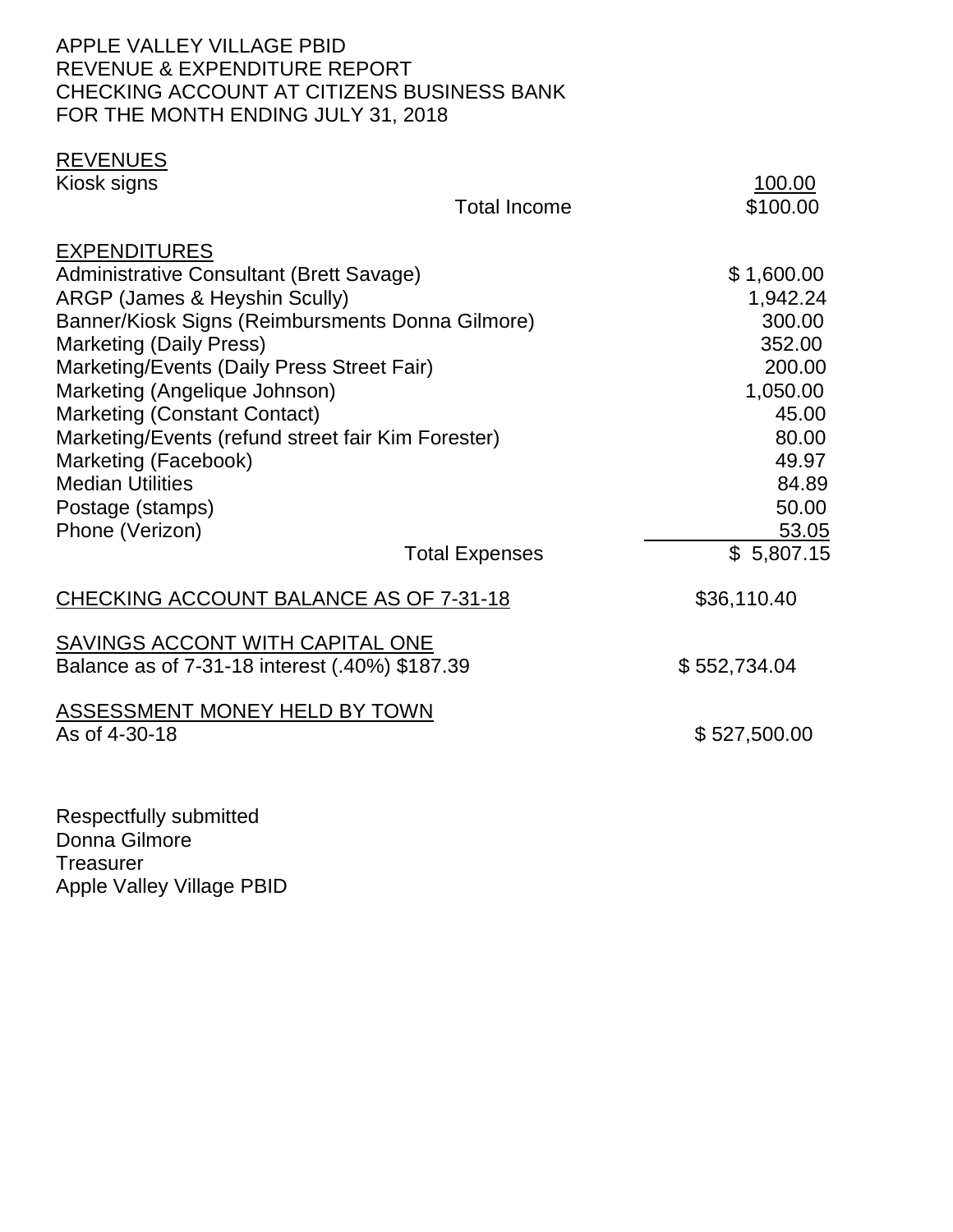APPLE VALLEY VILLAGE PBID
REVENUE & EXPENDITURE REPORT
CHECKING ACCOUNT AT CITIZENS BUSINESS BANK
FOR THE MONTH ENDING JULY 31, 2018

<u>REVENUES</u>

| | |
|---|---|
| Kiosk signs | 100.00 |
| Total Income | $100.00 |

<u>EXPENDITURES</u>

| | |
|---|---|
| Administrative Consultant (Brett Savage) | $ 1,600.00 |
| ARGP (James & Heyshin Scully) | 1,942.24 |
| Banner/Kiosk Signs (Reimbursments Donna Gilmore) | 300.00 |
| Marketing (Daily Press) | 352.00 |
| Marketing/Events (Daily Press Street Fair) | 200.00 |
| Marketing (Angelique Johnson) | 1,050.00 |
| Marketing (Constant Contact) | 45.00 |
| Marketing/Events (refund street fair Kim Forester) | 80.00 |
| Marketing (Facebook) | 49.97 |
| Median Utilities | 84.89 |
| Postage (stamps) | 50.00 |
| Phone (Verizon) | 53.05 |
| Total Expenses | $ 5,807.15 |

<u>CHECKING ACCOUNT BALANCE AS OF 7-31-18</u> $36,110.40

<u>SAVINGS ACCONT WITH CAPITAL ONE</u>
Balance as of 7-31-18 interest (.40%) $187.39 $ 552,734.04

<u>ASSESSMENT MONEY HELD BY TOWN</u>
As of 4-30-18 $ 527,500.00

Respectfully submitted
Donna Gilmore
Treasurer
Apple Valley Village PBID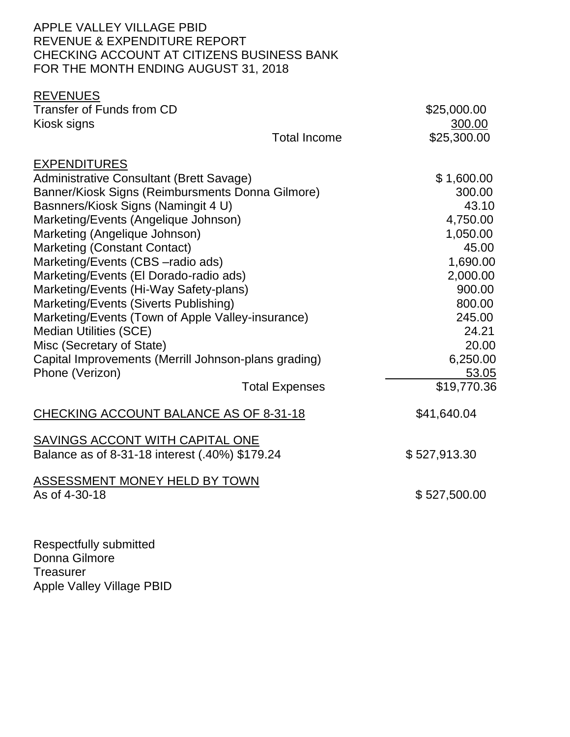APPLE VALLEY VILLAGE PBID
REVENUE & EXPENDITURE REPORT
CHECKING ACCOUNT AT CITIZENS BUSINESS BANK
FOR THE MONTH ENDING AUGUST 31, 2018

| REVENUES | |
|---|---|
| Transfer of Funds from CD | $25,000.00 |
| Kiosk signs | 300.00 |
| Total Income | $25,300.00 |

| EXPENDITURES | |
|---|---|
| Administrative Consultant (Brett Savage) | $ 1,600.00 |
| Banner/Kiosk Signs (Reimbursments Donna Gilmore) | 300.00 |
| Basnners/Kiosk Signs (Namingit 4 U) | 43.10 |
| Marketing/Events (Angelique Johnson) | 4,750.00 |
| Marketing (Angelique Johnson) | 1,050.00 |
| Marketing (Constant Contact) | 45.00 |
| Marketing/Events (CBS –radio ads) | 1,690.00 |
| Marketing/Events (El Dorado-radio ads) | 2,000.00 |
| Marketing/Events (Hi-Way Safety-plans) | 900.00 |
| Marketing/Events (Siverts Publishing) | 800.00 |
| Marketing/Events (Town of Apple Valley-insurance) | 245.00 |
| Median Utilities (SCE) | 24.21 |
| Misc (Secretary of State) | 20.00 |
| Capital Improvements (Merrill Johnson-plans grading) | 6,250.00 |
| Phone (Verizon) | 53.05 |
| Total Expenses | $19,770.36 |

CHECKING ACCOUNT BALANCE AS OF 8-31-18 — $41,640.04

SAVINGS ACCONT WITH CAPITAL ONE
Balance as of 8-31-18 interest (.40%) $179.24 — $ 527,913.30

ASSESSMENT MONEY HELD BY TOWN
As of 4-30-18 — $ 527,500.00

Respectfully submitted
Donna Gilmore
Treasurer
Apple Valley Village PBID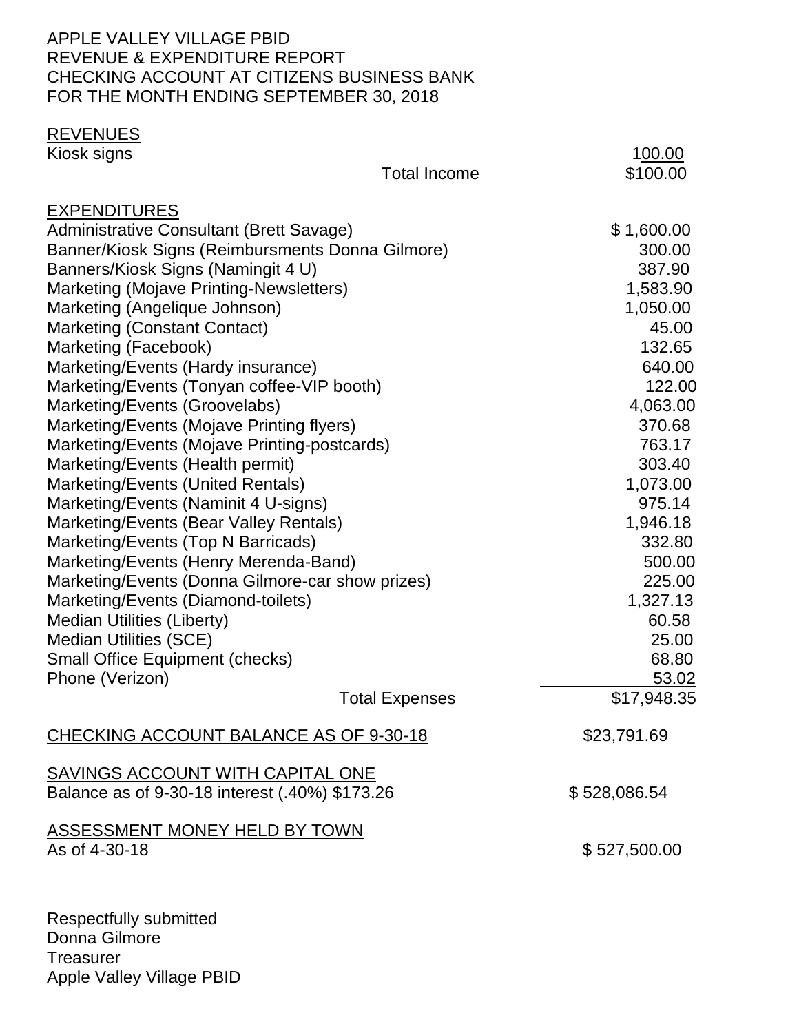APPLE VALLEY VILLAGE PBID
REVENUE & EXPENDITURE REPORT
CHECKING ACCOUNT AT CITIZENS BUSINESS BANK
FOR THE MONTH ENDING SEPTEMBER 30, 2018

**REVENUES**

| | |
|---|---:|
| Kiosk signs | 100.00 |
| Total Income | $100.00 |

**EXPENDITURES**

| | |
|---|---:|
| Administrative Consultant (Brett Savage) | $ 1,600.00 |
| Banner/Kiosk Signs (Reimbursments Donna Gilmore) | 300.00 |
| Banners/Kiosk Signs (Namingit 4 U) | 387.90 |
| Marketing (Mojave Printing-Newsletters) | 1,583.90 |
| Marketing (Angelique Johnson) | 1,050.00 |
| Marketing (Constant Contact) | 45.00 |
| Marketing (Facebook) | 132.65 |
| Marketing/Events (Hardy insurance) | 640.00 |
| Marketing/Events (Tonyan coffee-VIP booth) | 122.00 |
| Marketing/Events (Groovelabs) | 4,063.00 |
| Marketing/Events (Mojave Printing flyers) | 370.68 |
| Marketing/Events (Mojave Printing-postcards) | 763.17 |
| Marketing/Events (Health permit) | 303.40 |
| Marketing/Events (United Rentals) | 1,073.00 |
| Marketing/Events (Naminit 4 U-signs) | 975.14 |
| Marketing/Events (Bear Valley Rentals) | 1,946.18 |
| Marketing/Events (Top N Barricads) | 332.80 |
| Marketing/Events (Henry Merenda-Band) | 500.00 |
| Marketing/Events (Donna Gilmore-car show prizes) | 225.00 |
| Marketing/Events (Diamond-toilets) | 1,327.13 |
| Median Utilities (Liberty) | 60.58 |
| Median Utilities (SCE) | 25.00 |
| Small Office Equipment (checks) | 68.80 |
| Phone (Verizon) | 53.02 |
| Total Expenses | $17,948.35 |

CHECKING ACCOUNT BALANCE AS OF 9-30-18 — $23,791.69

SAVINGS ACCOUNT WITH CAPITAL ONE
Balance as of 9-30-18 interest (.40%) $173.26 — $ 528,086.54

ASSESSMENT MONEY HELD BY TOWN
As of 4-30-18 — $ 527,500.00

Respectfully submitted
Donna Gilmore
Treasurer
Apple Valley Village PBID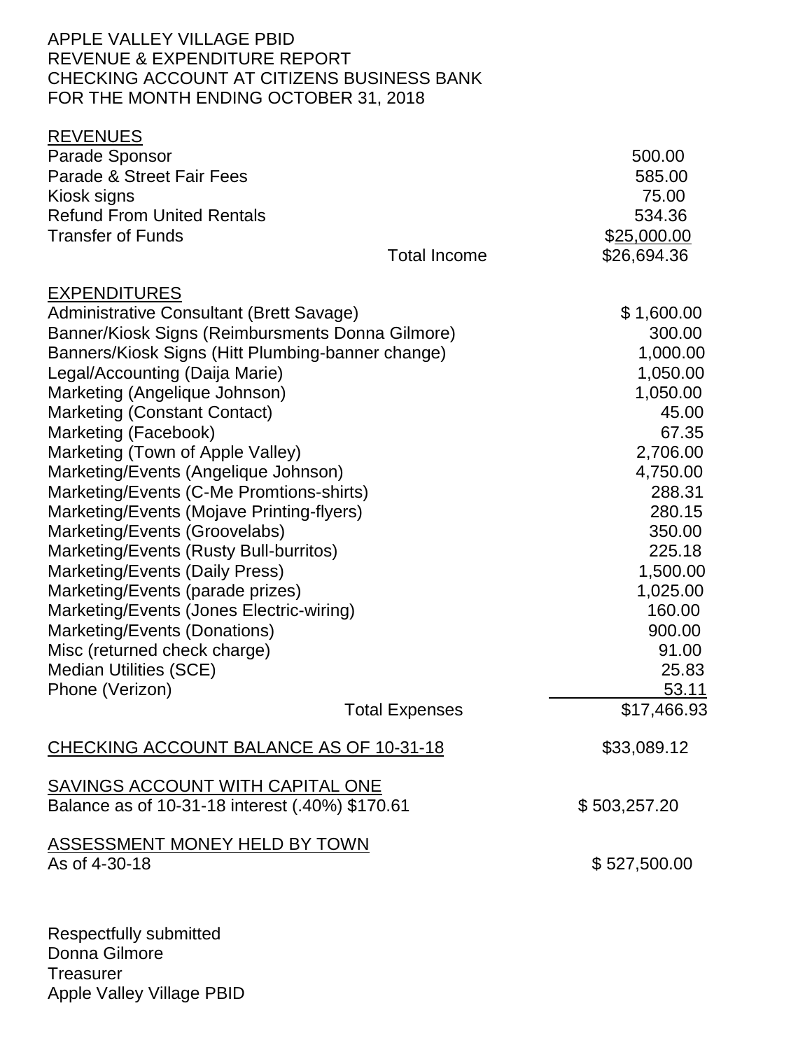APPLE VALLEY VILLAGE PBID
REVENUE & EXPENDITURE REPORT
CHECKING ACCOUNT AT CITIZENS BUSINESS BANK
FOR THE MONTH ENDING OCTOBER 31, 2018

## REVENUES

| | | |
|---|---|---|
| Parade Sponsor | | 500.00 |
| Parade & Street Fair Fees | | 585.00 |
| Kiosk signs | | 75.00 |
| Refund From United Rentals | | 534.36 |
| Transfer of Funds | | $25,000.00 |
| | Total Income | $26,694.36 |

## EXPENDITURES

| | | |
|---|---|---|
| Administrative Consultant (Brett Savage) | | $ 1,600.00 |
| Banner/Kiosk Signs (Reimbursments Donna Gilmore) | | 300.00 |
| Banners/Kiosk Signs (Hitt Plumbing-banner change) | | 1,000.00 |
| Legal/Accounting (Daija Marie) | | 1,050.00 |
| Marketing (Angelique Johnson) | | 1,050.00 |
| Marketing (Constant Contact) | | 45.00 |
| Marketing (Facebook) | | 67.35 |
| Marketing (Town of Apple Valley) | | 2,706.00 |
| Marketing/Events (Angelique Johnson) | | 4,750.00 |
| Marketing/Events (C-Me Promtions-shirts) | | 288.31 |
| Marketing/Events (Mojave Printing-flyers) | | 280.15 |
| Marketing/Events (Groovelabs) | | 350.00 |
| Marketing/Events (Rusty Bull-burritos) | | 225.18 |
| Marketing/Events (Daily Press) | | 1,500.00 |
| Marketing/Events (parade prizes) | | 1,025.00 |
| Marketing/Events (Jones Electric-wiring) | | 160.00 |
| Marketing/Events (Donations) | | 900.00 |
| Misc (returned check charge) | | 91.00 |
| Median Utilities (SCE) | | 25.83 |
| Phone (Verizon) | | 53.11 |
| | Total Expenses | $17,466.93 |

CHECKING ACCOUNT BALANCE AS OF 10-31-18 — $33,089.12

SAVINGS ACCOUNT WITH CAPITAL ONE
Balance as of 10-31-18 interest (.40%) $170.61 — $ 503,257.20

ASSESSMENT MONEY HELD BY TOWN
As of 4-30-18 — $ 527,500.00

Respectfully submitted
Donna Gilmore
Treasurer
Apple Valley Village PBID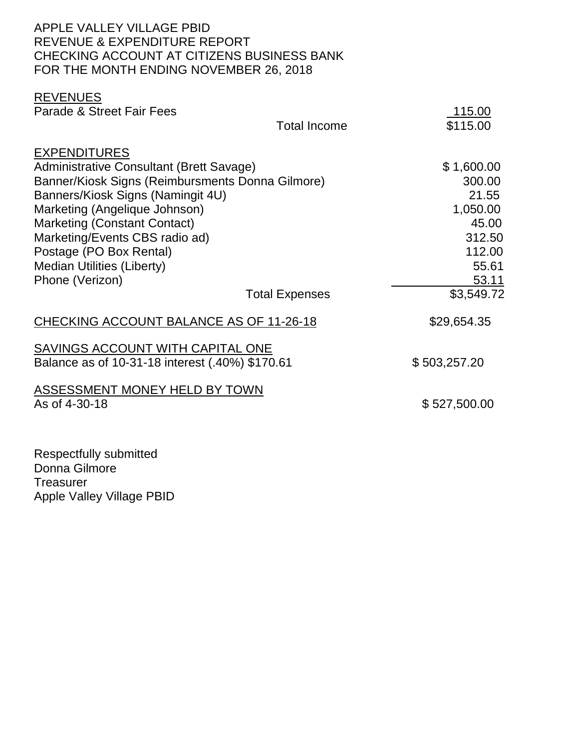APPLE VALLEY VILLAGE PBID
REVENUE & EXPENDITURE REPORT
CHECKING ACCOUNT AT CITIZENS BUSINESS BANK
FOR THE MONTH ENDING NOVEMBER 26, 2018

**REVENUES**

| | |
|---|---|
| Parade & Street Fair Fees | 115.00 |
| Total Income | $115.00 |

**EXPENDITURES**

| | |
|---|---|
| Administrative Consultant (Brett Savage) | $ 1,600.00 |
| Banner/Kiosk Signs (Reimbursments Donna Gilmore) | 300.00 |
| Banners/Kiosk Signs (Namingit 4U) | 21.55 |
| Marketing (Angelique Johnson) | 1,050.00 |
| Marketing (Constant Contact) | 45.00 |
| Marketing/Events CBS radio ad) | 312.50 |
| Postage (PO Box Rental) | 112.00 |
| Median Utilities (Liberty) | 55.61 |
| Phone (Verizon) | 53.11 |
| Total Expenses | $3,549.72 |

CHECKING ACCOUNT BALANCE AS OF 11-26-18 — $29,654.35

SAVINGS ACCOUNT WITH CAPITAL ONE
Balance as of 10-31-18 interest (.40%) $170.61 — $ 503,257.20

ASSESSMENT MONEY HELD BY TOWN
As of 4-30-18 — $ 527,500.00

Respectfully submitted
Donna Gilmore
Treasurer
Apple Valley Village PBID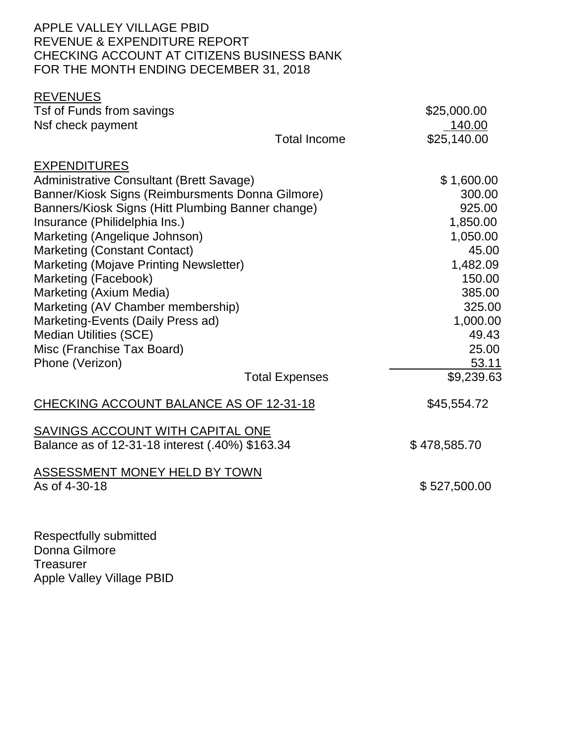APPLE VALLEY VILLAGE PBID
REVENUE & EXPENDITURE REPORT
CHECKING ACCOUNT AT CITIZENS BUSINESS BANK
FOR THE MONTH ENDING DECEMBER 31, 2018

**REVENUES**

| | | |
|---|---|---|
| Tsf of Funds from savings | | $25,000.00 |
| Nsf check payment | | 140.00 |
| | Total Income | $25,140.00 |

**EXPENDITURES**

| | | |
|---|---|---|
| Administrative Consultant (Brett Savage) | | $ 1,600.00 |
| Banner/Kiosk Signs (Reimbursments Donna Gilmore) | | 300.00 |
| Banners/Kiosk Signs (Hitt Plumbing Banner change) | | 925.00 |
| Insurance (Philidelphia Ins.) | | 1,850.00 |
| Marketing (Angelique Johnson) | | 1,050.00 |
| Marketing (Constant Contact) | | 45.00 |
| Marketing (Mojave Printing Newsletter) | | 1,482.09 |
| Marketing (Facebook) | | 150.00 |
| Marketing (Axium Media) | | 385.00 |
| Marketing (AV Chamber membership) | | 325.00 |
| Marketing-Events (Daily Press ad) | | 1,000.00 |
| Median Utilities (SCE) | | 49.43 |
| Misc (Franchise Tax Board) | | 25.00 |
| Phone (Verizon) | | 53.11 |
| | Total Expenses | $9,239.63 |

CHECKING ACCOUNT BALANCE AS OF 12-31-18 — $45,554.72

SAVINGS ACCOUNT WITH CAPITAL ONE
Balance as of 12-31-18 interest (.40%) $163.34 — $ 478,585.70

ASSESSMENT MONEY HELD BY TOWN
As of 4-30-18 — $ 527,500.00

Respectfully submitted
Donna Gilmore
Treasurer
Apple Valley Village PBID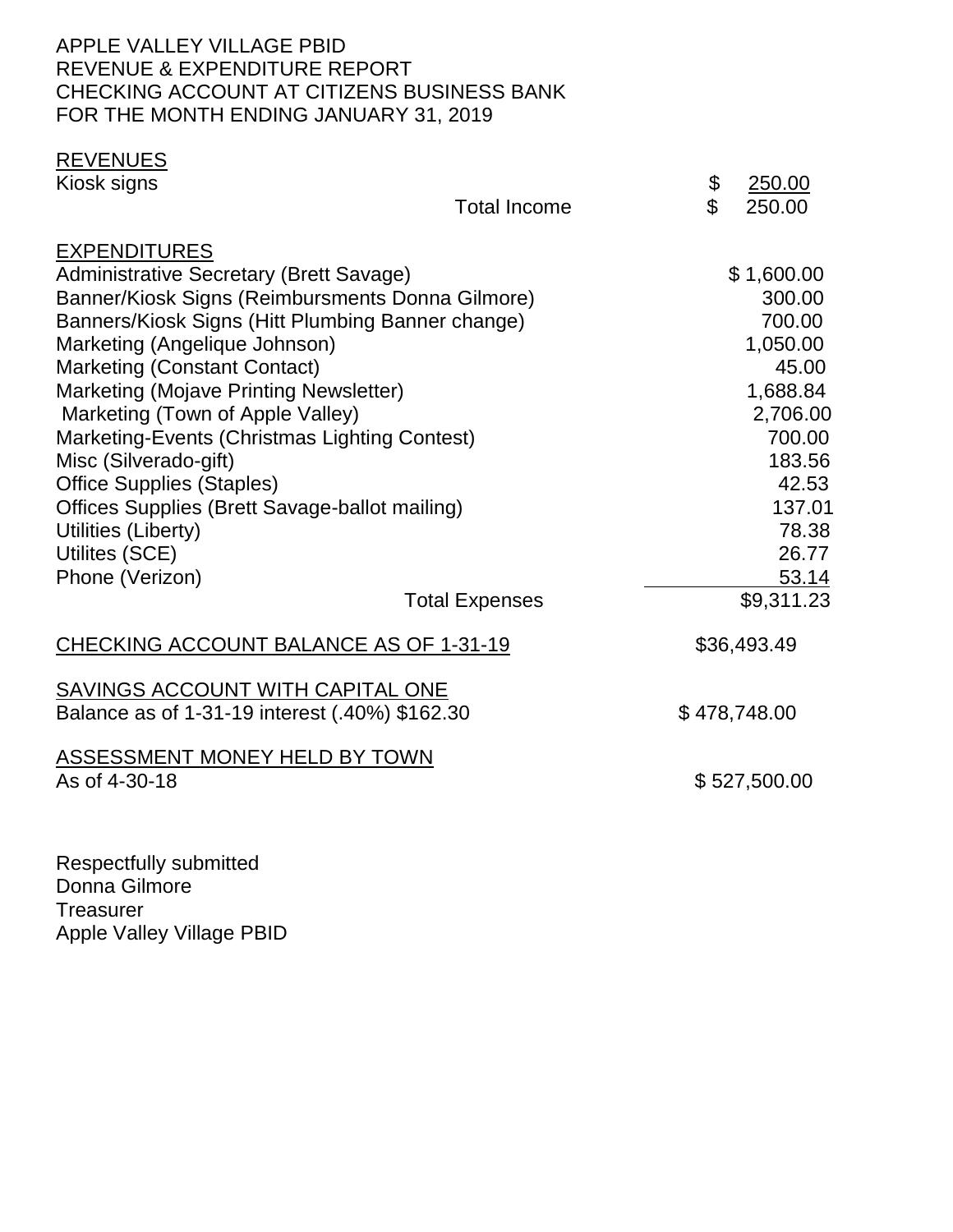APPLE VALLEY VILLAGE PBID
REVENUE & EXPENDITURE REPORT
CHECKING ACCOUNT AT CITIZENS BUSINESS BANK
FOR THE MONTH ENDING JANUARY 31, 2019

**REVENUES**

| | |
|---|---|
| Kiosk signs | $ 250.00 |
| Total Income | $ 250.00 |

**EXPENDITURES**

| | |
|---|---|
| Administrative Secretary (Brett Savage) | $ 1,600.00 |
| Banner/Kiosk Signs (Reimbursments Donna Gilmore) | 300.00 |
| Banners/Kiosk Signs (Hitt Plumbing Banner change) | 700.00 |
| Marketing (Angelique Johnson) | 1,050.00 |
| Marketing (Constant Contact) | 45.00 |
| Marketing (Mojave Printing Newsletter) | 1,688.84 |
| Marketing (Town of Apple Valley) | 2,706.00 |
| Marketing-Events (Christmas Lighting Contest) | 700.00 |
| Misc (Silverado-gift) | 183.56 |
| Office Supplies (Staples) | 42.53 |
| Offices Supplies (Brett Savage-ballot mailing) | 137.01 |
| Utilities (Liberty) | 78.38 |
| Utilites (SCE) | 26.77 |
| Phone (Verizon) | 53.14 |
| Total Expenses | $9,311.23 |

**CHECKING ACCOUNT BALANCE AS OF 1-31-19** $36,493.49

**SAVINGS ACCOUNT WITH CAPITAL ONE**
Balance as of 1-31-19 interest (.40%) $162.30 $ 478,748.00

**ASSESSMENT MONEY HELD BY TOWN**
As of 4-30-18 $ 527,500.00

Respectfully submitted
Donna Gilmore
Treasurer
Apple Valley Village PBID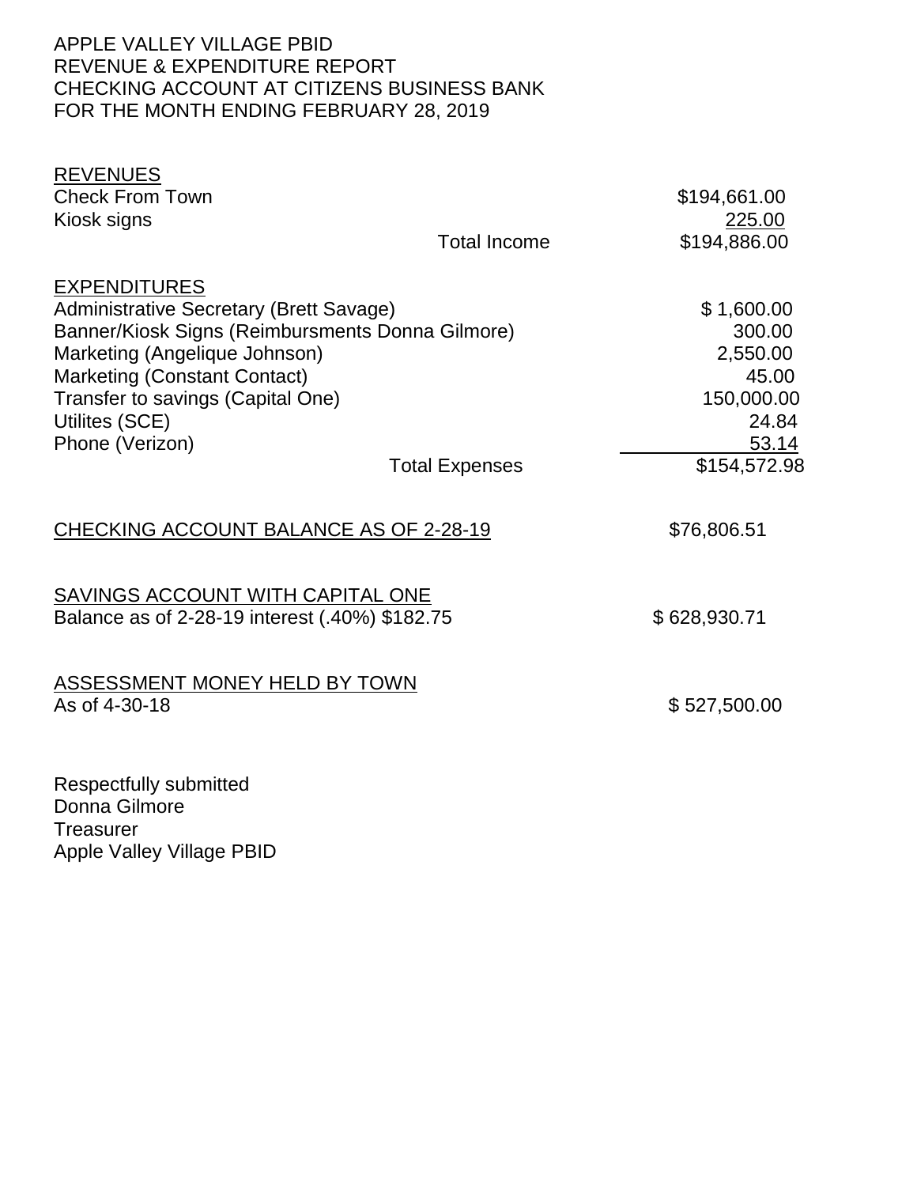APPLE VALLEY VILLAGE PBID
REVENUE & EXPENDITURE REPORT
CHECKING ACCOUNT AT CITIZENS BUSINESS BANK
FOR THE MONTH ENDING FEBRUARY 28, 2019

**REVENUES**

| | |
|---|---|
| Check From Town | $194,661.00 |
| Kiosk signs | 225.00 |
| Total Income | $194,886.00 |

**EXPENDITURES**

| | |
|---|---|
| Administrative Secretary (Brett Savage) | $ 1,600.00 |
| Banner/Kiosk Signs (Reimbursments Donna Gilmore) | 300.00 |
| Marketing (Angelique Johnson) | 2,550.00 |
| Marketing (Constant Contact) | 45.00 |
| Transfer to savings (Capital One) | 150,000.00 |
| Utilites (SCE) | 24.84 |
| Phone (Verizon) | 53.14 |
| Total Expenses | $154,572.98 |

CHECKING ACCOUNT BALANCE AS OF 2-28-19 — $76,806.51

SAVINGS ACCOUNT WITH CAPITAL ONE
Balance as of 2-28-19 interest (.40%) $182.75 — $ 628,930.71

ASSESSMENT MONEY HELD BY TOWN
As of 4-30-18 — $ 527,500.00

Respectfully submitted
Donna Gilmore
Treasurer
Apple Valley Village PBID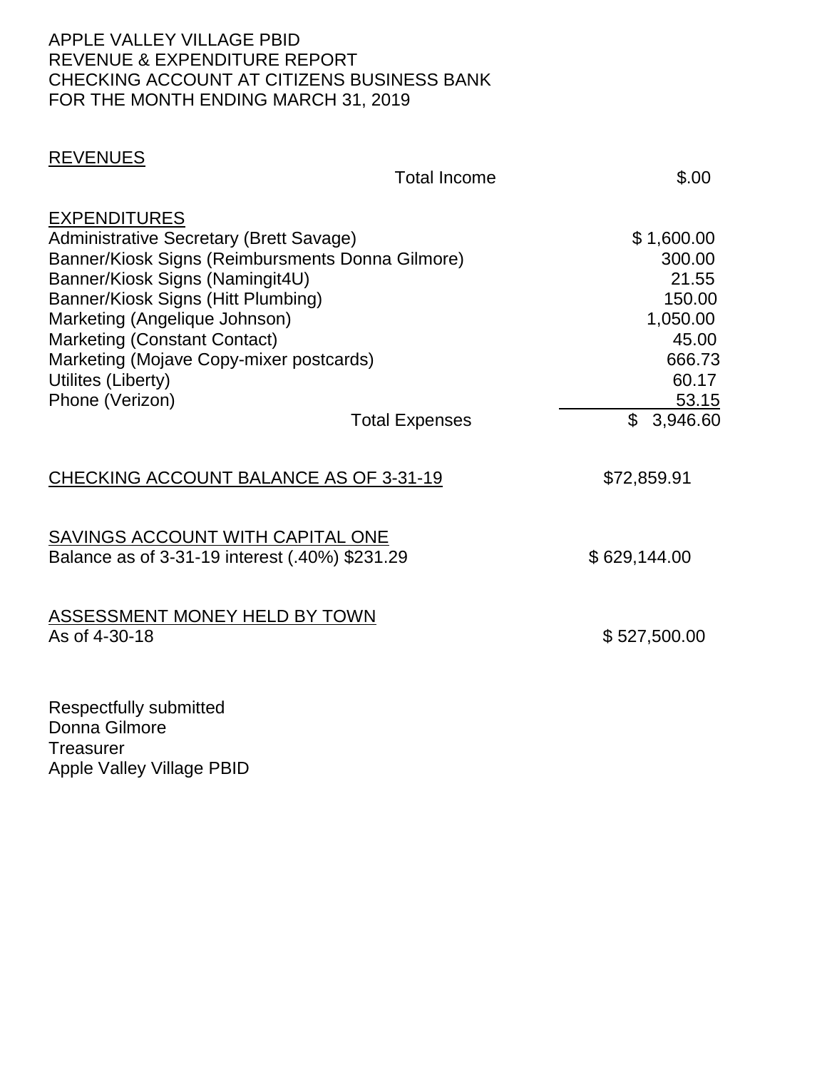APPLE VALLEY VILLAGE PBID
REVENUE & EXPENDITURE REPORT
CHECKING ACCOUNT AT CITIZENS BUSINESS BANK
FOR THE MONTH ENDING MARCH 31, 2019

**REVENUES**

| | |
|---|---|
| Total Income | $.00 |

**EXPENDITURES**

| | |
|---|---|
| Administrative Secretary (Brett Savage) | $ 1,600.00 |
| Banner/Kiosk Signs (Reimbursments Donna Gilmore) | 300.00 |
| Banner/Kiosk Signs (Namingit4U) | 21.55 |
| Banner/Kiosk Signs (Hitt Plumbing) | 150.00 |
| Marketing (Angelique Johnson) | 1,050.00 |
| Marketing (Constant Contact) | 45.00 |
| Marketing (Mojave Copy-mixer postcards) | 666.73 |
| Utilites (Liberty) | 60.17 |
| Phone (Verizon) | 53.15 |
| Total Expenses | $ 3,946.60 |

**CHECKING ACCOUNT BALANCE AS OF 3-31-19** $72,859.91

**SAVINGS ACCOUNT WITH CAPITAL ONE**
Balance as of 3-31-19 interest (.40%) $231.29 $ 629,144.00

**ASSESSMENT MONEY HELD BY TOWN**
As of 4-30-18 $ 527,500.00

Respectfully submitted
Donna Gilmore
Treasurer
Apple Valley Village PBID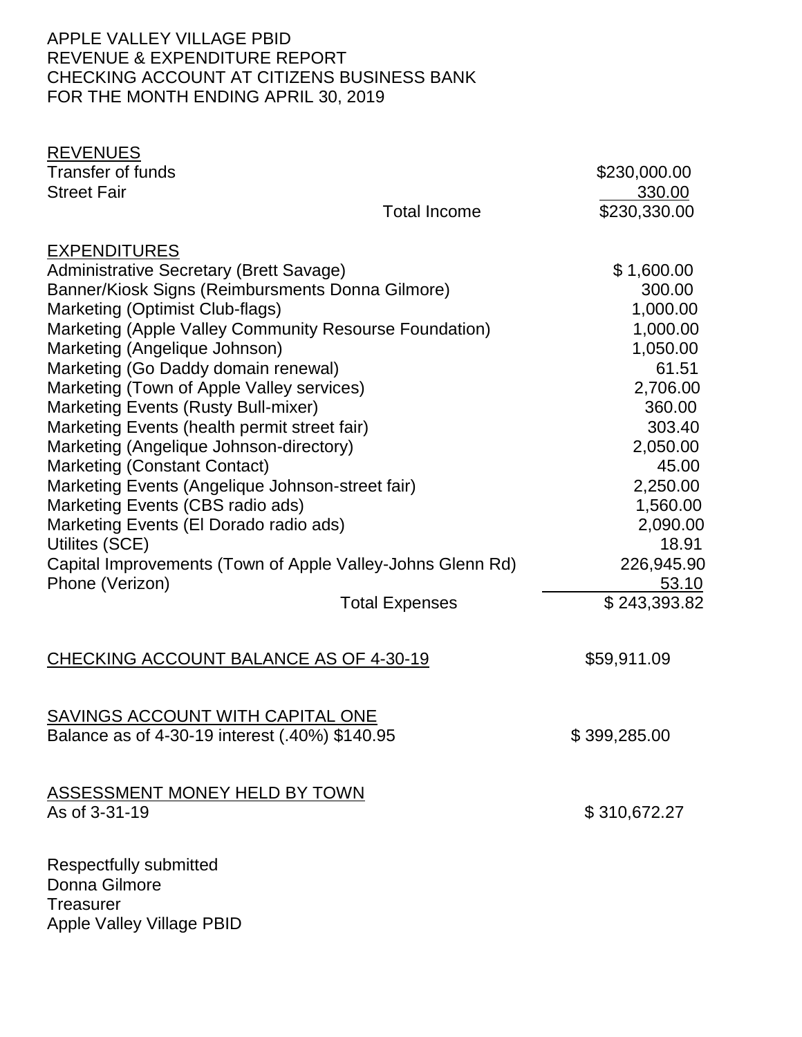APPLE VALLEY VILLAGE PBID
REVENUE & EXPENDITURE REPORT
CHECKING ACCOUNT AT CITIZENS BUSINESS BANK
FOR THE MONTH ENDING APRIL 30, 2019

**REVENUES**

| | |
|---|---|
| Transfer of funds | $230,000.00 |
| Street Fair | 330.00 |
| Total Income | $230,330.00 |

**EXPENDITURES**

| | |
|---|---|
| Administrative Secretary (Brett Savage) | $ 1,600.00 |
| Banner/Kiosk Signs (Reimbursments Donna Gilmore) | 300.00 |
| Marketing (Optimist Club-flags) | 1,000.00 |
| Marketing (Apple Valley Community Resourse Foundation) | 1,000.00 |
| Marketing (Angelique Johnson) | 1,050.00 |
| Marketing (Go Daddy domain renewal) | 61.51 |
| Marketing (Town of Apple Valley services) | 2,706.00 |
| Marketing Events (Rusty Bull-mixer) | 360.00 |
| Marketing Events (health permit street fair) | 303.40 |
| Marketing (Angelique Johnson-directory) | 2,050.00 |
| Marketing (Constant Contact) | 45.00 |
| Marketing Events (Angelique Johnson-street fair) | 2,250.00 |
| Marketing Events (CBS radio ads) | 1,560.00 |
| Marketing Events (El Dorado radio ads) | 2,090.00 |
| Utilites (SCE) | 18.91 |
| Capital Improvements (Town of Apple Valley-Johns Glenn Rd) | 226,945.90 |
| Phone (Verizon) | 53.10 |
| Total Expenses | $ 243,393.82 |

CHECKING ACCOUNT BALANCE AS OF 4-30-19 — $59,911.09

SAVINGS ACCOUNT WITH CAPITAL ONE
Balance as of 4-30-19 interest (.40%) $140.95 — $ 399,285.00

ASSESSMENT MONEY HELD BY TOWN
As of 3-31-19 — $ 310,672.27

Respectfully submitted
Donna Gilmore
Treasurer
Apple Valley Village PBID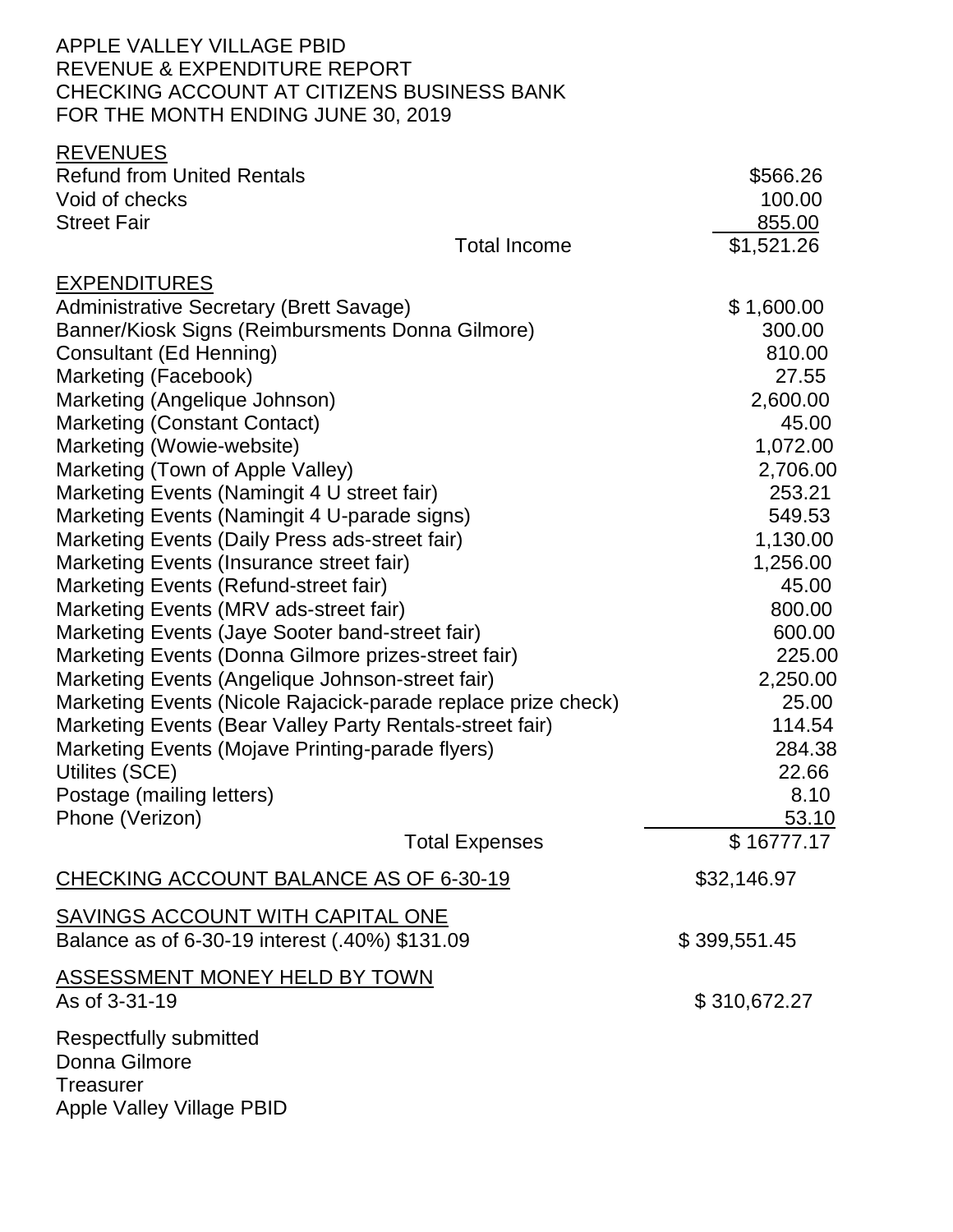APPLE VALLEY VILLAGE PBID
REVENUE & EXPENDITURE REPORT
CHECKING ACCOUNT AT CITIZENS BUSINESS BANK
FOR THE MONTH ENDING JUNE 30, 2019

**REVENUES**

| | |
|---|---|
| Refund from United Rentals | $566.26 |
| Void of checks | 100.00 |
| Street Fair | 855.00 |
| Total Income | $1,521.26 |

**EXPENDITURES**

| | |
|---|---|
| Administrative Secretary (Brett Savage) | $ 1,600.00 |
| Banner/Kiosk Signs (Reimbursments Donna Gilmore) | 300.00 |
| Consultant (Ed Henning) | 810.00 |
| Marketing (Facebook) | 27.55 |
| Marketing (Angelique Johnson) | 2,600.00 |
| Marketing (Constant Contact) | 45.00 |
| Marketing (Wowie-website) | 1,072.00 |
| Marketing (Town of Apple Valley) | 2,706.00 |
| Marketing Events (Namingit 4 U street fair) | 253.21 |
| Marketing Events (Namingit 4 U-parade signs) | 549.53 |
| Marketing Events (Daily Press ads-street fair) | 1,130.00 |
| Marketing Events (Insurance street fair) | 1,256.00 |
| Marketing Events (Refund-street fair) | 45.00 |
| Marketing Events (MRV ads-street fair) | 800.00 |
| Marketing Events (Jaye Sooter band-street fair) | 600.00 |
| Marketing Events (Donna Gilmore prizes-street fair) | 225.00 |
| Marketing Events (Angelique Johnson-street fair) | 2,250.00 |
| Marketing Events (Nicole Rajacick-parade replace prize check) | 25.00 |
| Marketing Events (Bear Valley Party Rentals-street fair) | 114.54 |
| Marketing Events (Mojave Printing-parade flyers) | 284.38 |
| Utilites (SCE) | 22.66 |
| Postage (mailing letters) | 8.10 |
| Phone (Verizon) | 53.10 |
| Total Expenses | $ 16777.17 |

CHECKING ACCOUNT BALANCE AS OF 6-30-19 — $32,146.97

SAVINGS ACCOUNT WITH CAPITAL ONE
Balance as of 6-30-19 interest (.40%) $131.09 — $ 399,551.45

ASSESSMENT MONEY HELD BY TOWN
As of 3-31-19 — $ 310,672.27

Respectfully submitted
Donna Gilmore
Treasurer
Apple Valley Village PBID